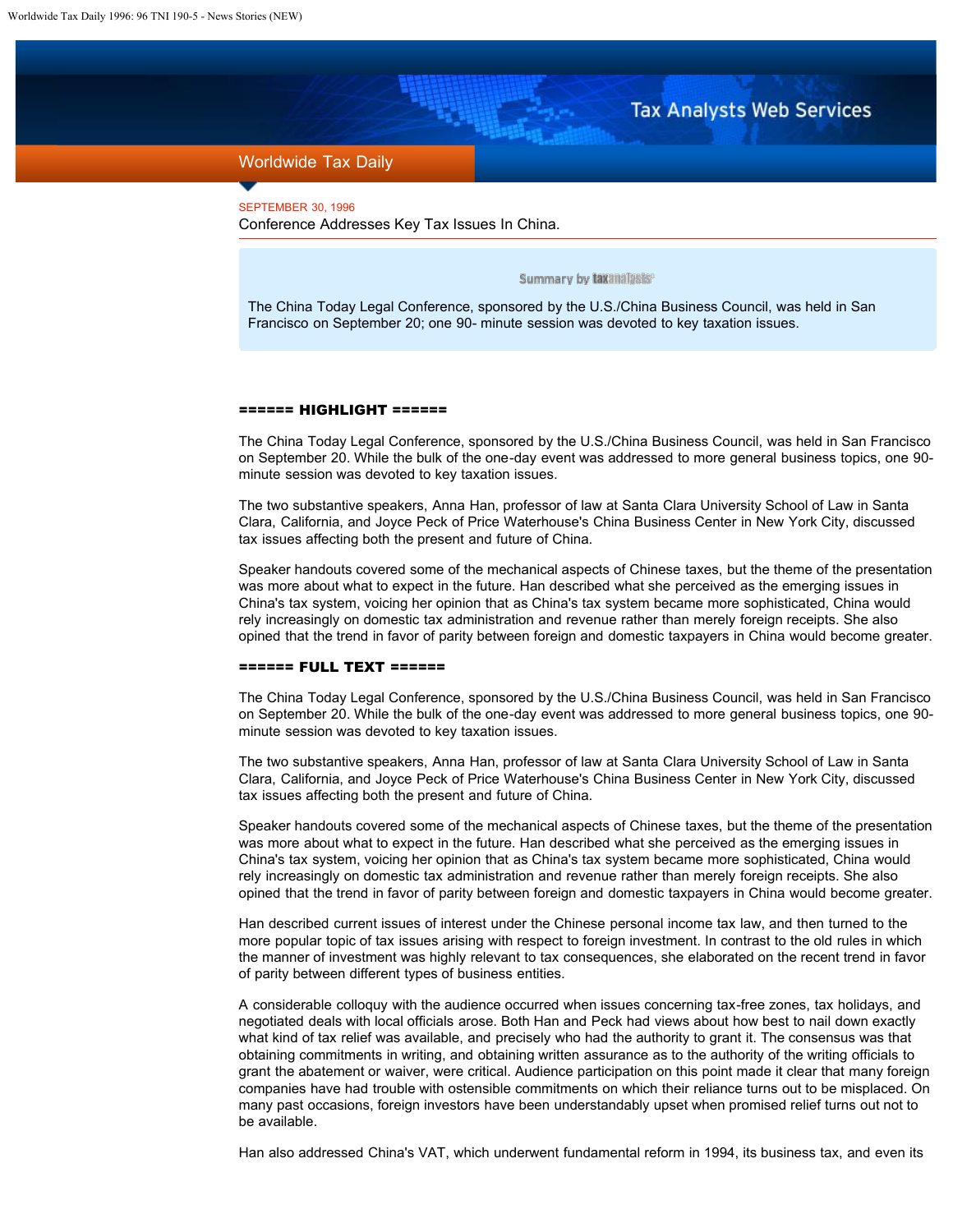Worldwide Tax Daily

SEPTEMBER 30, 1996

# Conference Addresses Key Tax Issues In China.

Summary by taxanalysts

The China Today Legal Conference, sponsored by the U.S./China Business Council, was held in San Francisco on September 20; one 90- minute session was devoted to key taxation issues.

**====== HIGHLIGHT ======**

The China Today Legal Conference, sponsored by the U.S./China Business Council, was held in San Francisco on September 20. While the bulk of the one-day event was addressed to more general business topics, one 90-minute session was devoted to key taxation issues.

The two substantive speakers, Anna Han, professor of law at Santa Clara University School of Law in Santa Clara, California, and Joyce Peck of Price Waterhouse's China Business Center in New York City, discussed tax issues affecting both the present and future of China.

Speaker handouts covered some of the mechanical aspects of Chinese taxes, but the theme of the presentation was more about what to expect in the future. Han described what she perceived as the emerging issues in China's tax system, voicing her opinion that as China's tax system became more sophisticated, China would rely increasingly on domestic tax administration and revenue rather than merely foreign receipts. She also opined that the trend in favor of parity between foreign and domestic taxpayers in China would become greater.

**====== FULL TEXT ======**

The China Today Legal Conference, sponsored by the U.S./China Business Council, was held in San Francisco on September 20. While the bulk of the one-day event was addressed to more general business topics, one 90-minute session was devoted to key taxation issues.

The two substantive speakers, Anna Han, professor of law at Santa Clara University School of Law in Santa Clara, California, and Joyce Peck of Price Waterhouse's China Business Center in New York City, discussed tax issues affecting both the present and future of China.

Speaker handouts covered some of the mechanical aspects of Chinese taxes, but the theme of the presentation was more about what to expect in the future. Han described what she perceived as the emerging issues in China's tax system, voicing her opinion that as China's tax system became more sophisticated, China would rely increasingly on domestic tax administration and revenue rather than merely foreign receipts. She also opined that the trend in favor of parity between foreign and domestic taxpayers in China would become greater.

Han described current issues of interest under the Chinese personal income tax law, and then turned to the more popular topic of tax issues arising with respect to foreign investment. In contrast to the old rules in which the manner of investment was highly relevant to tax consequences, she elaborated on the recent trend in favor of parity between different types of business entities.

A considerable colloquy with the audience occurred when issues concerning tax-free zones, tax holidays, and negotiated deals with local officials arose. Both Han and Peck had views about how best to nail down exactly what kind of tax relief was available, and precisely who had the authority to grant it. The consensus was that obtaining commitments in writing, and obtaining written assurance as to the authority of the writing officials to grant the abatement or waiver, were critical. Audience participation on this point made it clear that many foreign companies have had trouble with ostensible commitments on which their reliance turns out to be misplaced. On many past occasions, foreign investors have been understandably upset when promised relief turns out not to be available.

Han also addressed China's VAT, which underwent fundamental reform in 1994, its business tax, and even its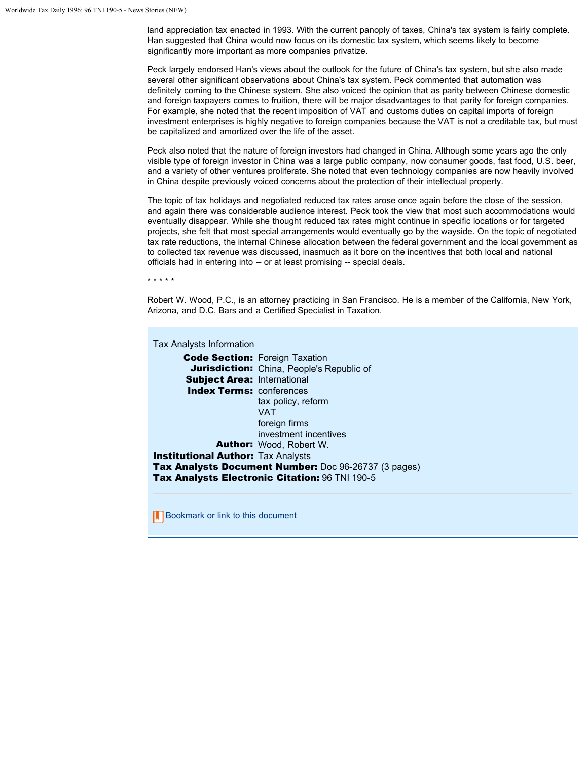land appreciation tax enacted in 1993. With the current panoply of taxes, China's tax system is fairly complete. Han suggested that China would now focus on its domestic tax system, which seems likely to become significantly more important as more companies privatize.

Peck largely endorsed Han's views about the outlook for the future of China's tax system, but she also made several other significant observations about China's tax system. Peck commented that automation was definitely coming to the Chinese system. She also voiced the opinion that as parity between Chinese domestic and foreign taxpayers comes to fruition, there will be major disadvantages to that parity for foreign companies. For example, she noted that the recent imposition of VAT and customs duties on capital imports of foreign investment enterprises is highly negative to foreign companies because the VAT is not a creditable tax, but must be capitalized and amortized over the life of the asset.

Peck also noted that the nature of foreign investors had changed in China. Although some years ago the only visible type of foreign investor in China was a large public company, now consumer goods, fast food, U.S. beer, and a variety of other ventures proliferate. She noted that even technology companies are now heavily involved in China despite previously voiced concerns about the protection of their intellectual property.

The topic of tax holidays and negotiated reduced tax rates arose once again before the close of the session, and again there was considerable audience interest. Peck took the view that most such accommodations would eventually disappear. While she thought reduced tax rates might continue in specific locations or for targeted projects, she felt that most special arrangements would eventually go by the wayside. On the topic of negotiated tax rate reductions, the internal Chinese allocation between the federal government and the local government as to collected tax revenue was discussed, inasmuch as it bore on the incentives that both local and national officials had in entering into -- or at least promising -- special deals.

* * * * *

Robert W. Wood, P.C., is an attorney practicing in San Francisco. He is a member of the California, New York, Arizona, and D.C. Bars and a Certified Specialist in Taxation.

---

Tax Analysts Information

**Code Section:** Foreign Taxation
**Jurisdiction:** China, People's Republic of
**Subject Area:** International
**Index Terms:** conferences
tax policy, reform
VAT
foreign firms
investment incentives
**Author:** Wood, Robert W.
**Institutional Author:** Tax Analysts
**Tax Analysts Document Number:** Doc 96-26737 (3 pages)
**Tax Analysts Electronic Citation:** 96 TNI 190-5

Bookmark or link to this document